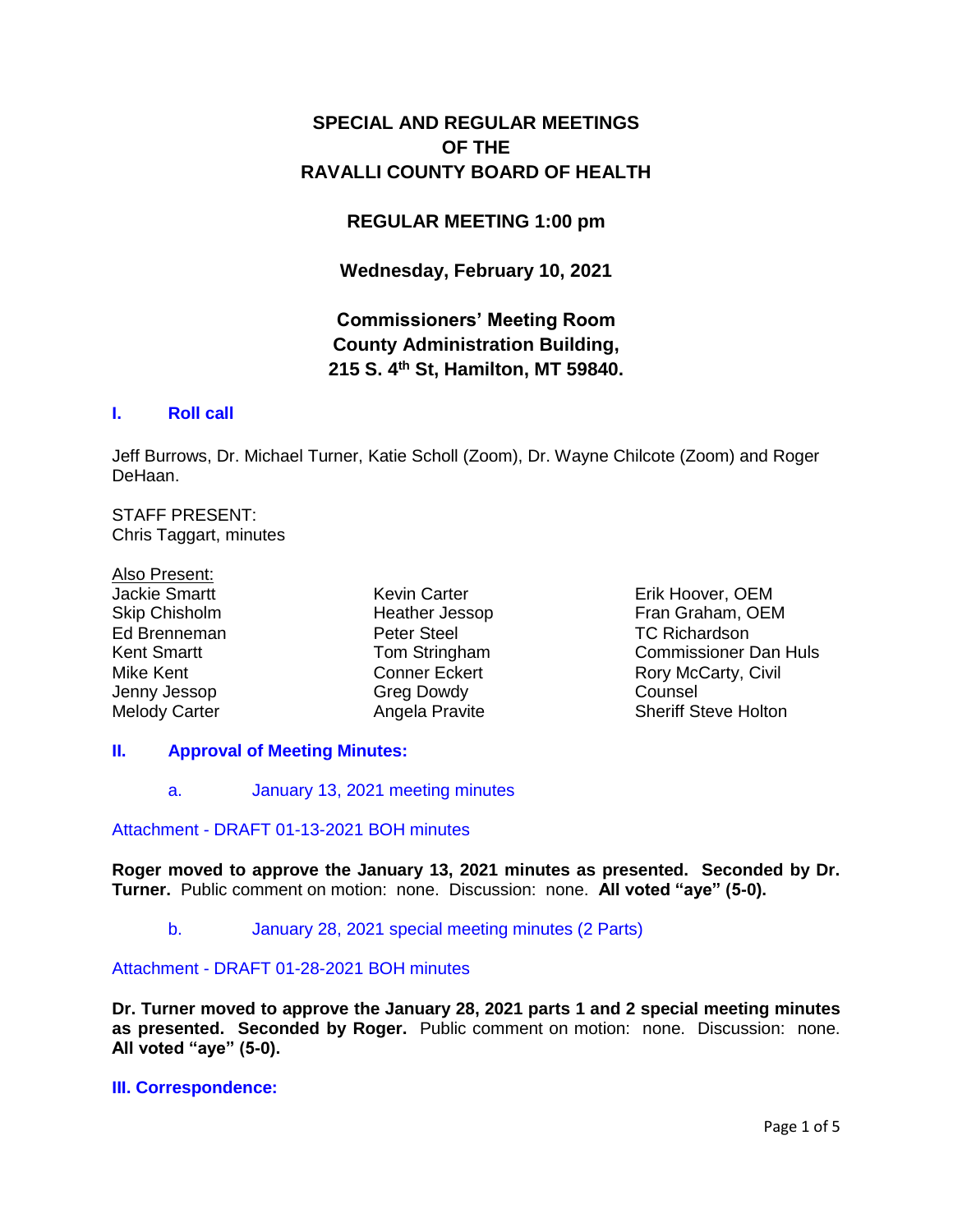# SPECIAL AND REGULAR MEETINGS OF THE RAVALLI COUNTY BOARD OF HEALTH

## REGULAR MEETING 1:00 pm

## Wednesday, February 10, 2021

## Commissioners' Meeting Room County Administration Building, 215 S. 4th St, Hamilton, MT 59840.

### I. Roll call

Jeff Burrows, Dr. Michael Turner, Katie Scholl (Zoom), Dr. Wayne Chilcote (Zoom) and Roger DeHaan.

STAFF PRESENT:
Chris Taggart, minutes

Also Present:

| | | |
|---|---|---|
| Jackie Smartt | Kevin Carter | Erik Hoover, OEM |
| Skip Chisholm | Heather Jessop | Fran Graham, OEM |
| Ed Brenneman | Peter Steel | TC Richardson |
| Kent Smartt | Tom Stringham | Commissioner Dan Huls |
| Mike Kent | Conner Eckert | Rory McCarty, Civil Counsel |
| Jenny Jessop | Greg Dowdy | Sheriff Steve Holton |
| Melody Carter | Angela Pravite | |

### II. Approval of Meeting Minutes:

a. January 13, 2021 meeting minutes

Attachment - DRAFT 01-13-2021 BOH minutes

**Roger moved to approve the January 13, 2021 minutes as presented. Seconded by Dr. Turner.** Public comment on motion: none. Discussion: none. **All voted "aye" (5-0).**

b. January 28, 2021 special meeting minutes (2 Parts)

Attachment - DRAFT 01-28-2021 BOH minutes

**Dr. Turner moved to approve the January 28, 2021 parts 1 and 2 special meeting minutes as presented. Seconded by Roger.** Public comment on motion: none. Discussion: none. **All voted "aye" (5-0).**

### III. Correspondence: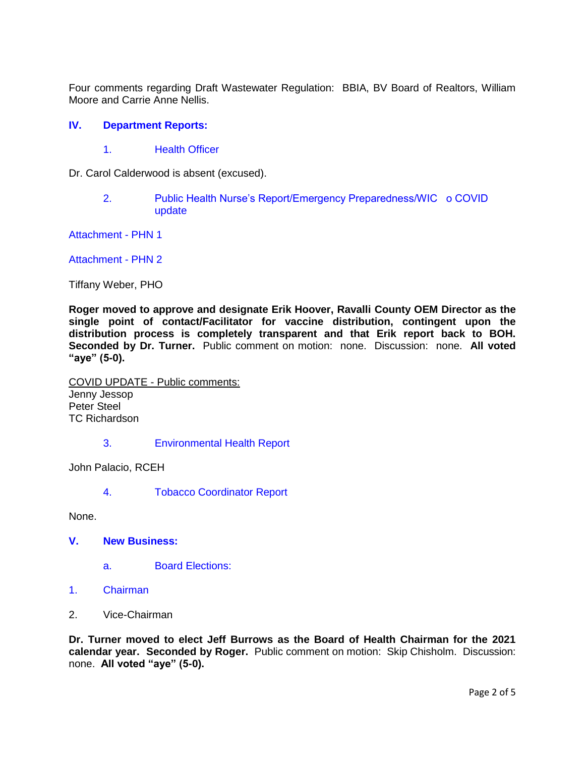Four comments regarding Draft Wastewater Regulation: BBIA, BV Board of Realtors, William Moore and Carrie Anne Nellis.

## IV. Department Reports:

1. Health Officer

Dr. Carol Calderwood is absent (excused).

2. Public Health Nurse's Report/Emergency Preparedness/WIC o COVID update

Attachment - PHN 1

Attachment - PHN 2

Tiffany Weber, PHO

**Roger moved to approve and designate Erik Hoover, Ravalli County OEM Director as the single point of contact/Facilitator for vaccine distribution, contingent upon the distribution process is completely transparent and that Erik report back to BOH. Seconded by Dr. Turner.** Public comment on motion: none. Discussion: none. **All voted "aye" (5-0).**

COVID UPDATE - Public comments:
Jenny Jessop
Peter Steel
TC Richardson

3. Environmental Health Report

John Palacio, RCEH

4. Tobacco Coordinator Report

None.

## V. New Business:

a. Board Elections:

1. Chairman

2. Vice-Chairman

**Dr. Turner moved to elect Jeff Burrows as the Board of Health Chairman for the 2021 calendar year. Seconded by Roger.** Public comment on motion: Skip Chisholm. Discussion: none. **All voted "aye" (5-0).**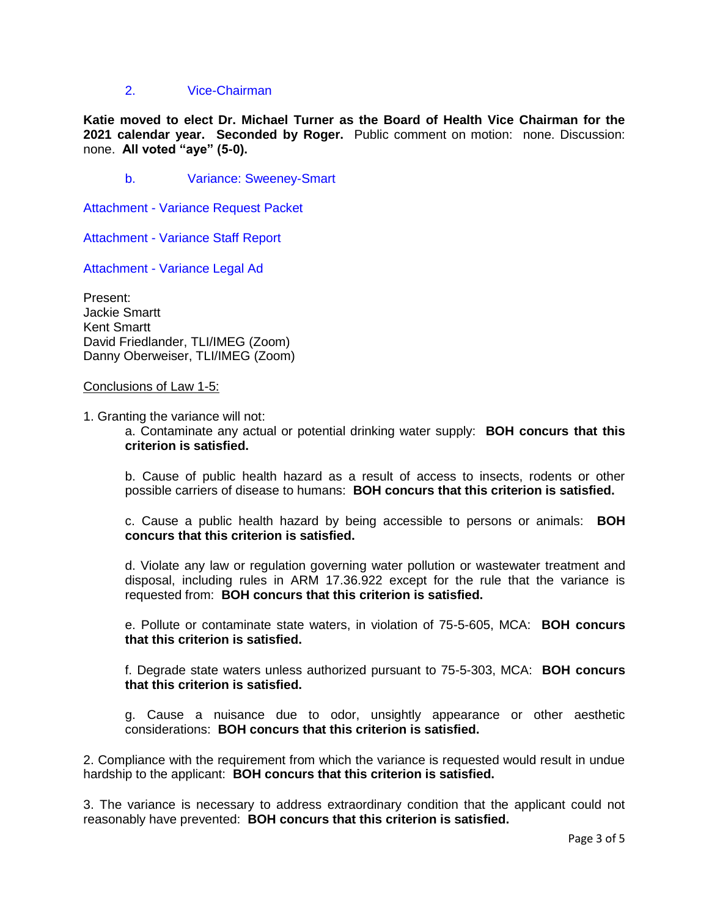2. Vice-Chairman

**Katie moved to elect Dr. Michael Turner as the Board of Health Vice Chairman for the 2021 calendar year. Seconded by Roger.** Public comment on motion: none. Discussion: none. **All voted "aye" (5-0).**

b. Variance: Sweeney-Smart

Attachment - Variance Request Packet

Attachment - Variance Staff Report

Attachment - Variance Legal Ad

Present:
Jackie Smartt
Kent Smartt
David Friedlander, TLI/IMEG (Zoom)
Danny Oberweiser, TLI/IMEG (Zoom)

Conclusions of Law 1-5:

1. Granting the variance will not:

   a. Contaminate any actual or potential drinking water supply: **BOH concurs that this criterion is satisfied.**

   b. Cause of public health hazard as a result of access to insects, rodents or other possible carriers of disease to humans: **BOH concurs that this criterion is satisfied.**

   c. Cause a public health hazard by being accessible to persons or animals: **BOH concurs that this criterion is satisfied.**

   d. Violate any law or regulation governing water pollution or wastewater treatment and disposal, including rules in ARM 17.36.922 except for the rule that the variance is requested from: **BOH concurs that this criterion is satisfied.**

   e. Pollute or contaminate state waters, in violation of 75-5-605, MCA: **BOH concurs that this criterion is satisfied.**

   f. Degrade state waters unless authorized pursuant to 75-5-303, MCA: **BOH concurs that this criterion is satisfied.**

   g. Cause a nuisance due to odor, unsightly appearance or other aesthetic considerations: **BOH concurs that this criterion is satisfied.**

2. Compliance with the requirement from which the variance is requested would result in undue hardship to the applicant: **BOH concurs that this criterion is satisfied.**

3. The variance is necessary to address extraordinary condition that the applicant could not reasonably have prevented: **BOH concurs that this criterion is satisfied.**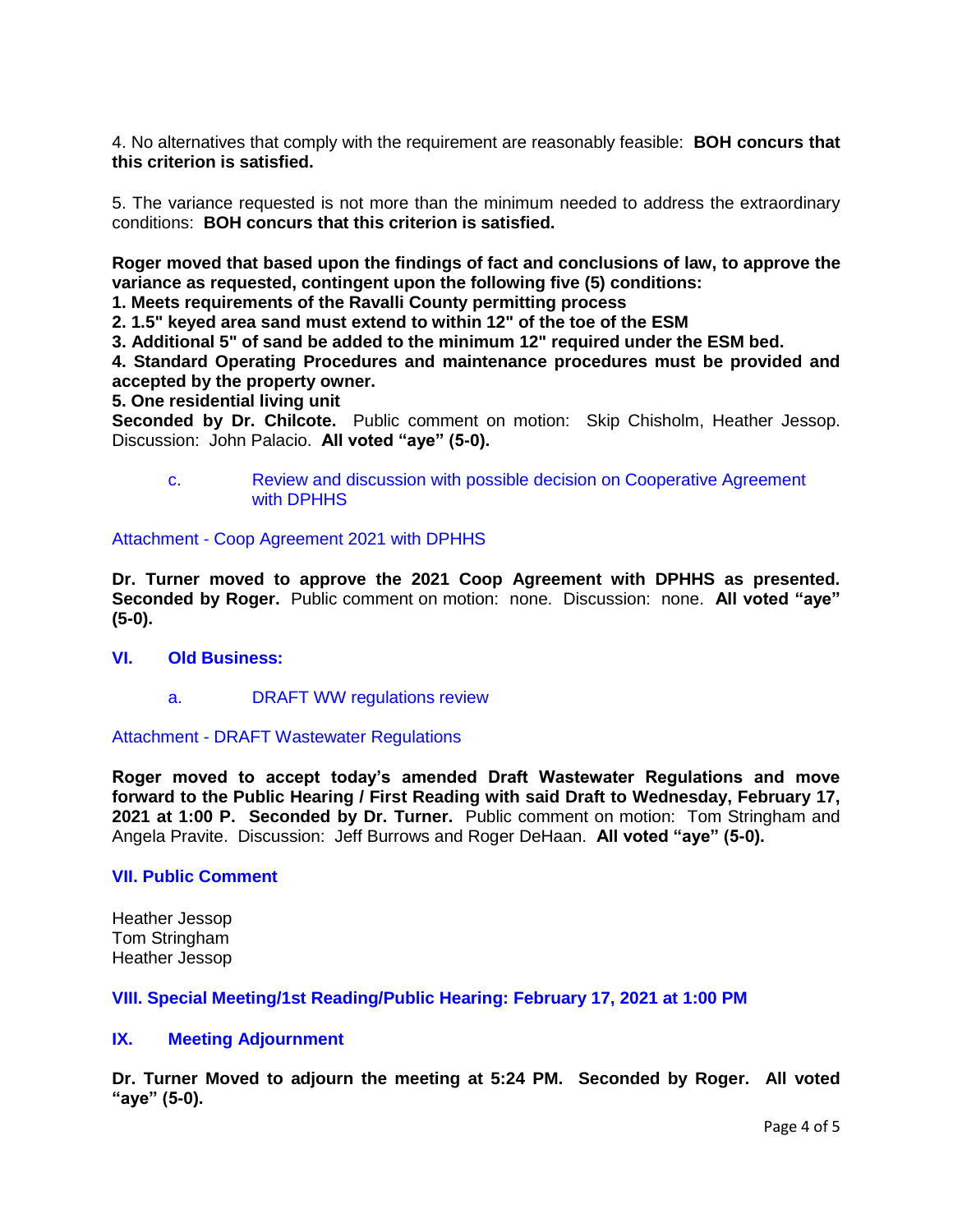4. No alternatives that comply with the requirement are reasonably feasible: **BOH concurs that this criterion is satisfied.**

5. The variance requested is not more than the minimum needed to address the extraordinary conditions: **BOH concurs that this criterion is satisfied.**

**Roger moved that based upon the findings of fact and conclusions of law, to approve the variance as requested, contingent upon the following five (5) conditions:**
**1. Meets requirements of the Ravalli County permitting process**
**2. 1.5" keyed area sand must extend to within 12" of the toe of the ESM**
**3. Additional 5" of sand be added to the minimum 12" required under the ESM bed.**
**4. Standard Operating Procedures and maintenance procedures must be provided and accepted by the property owner.**
**5. One residential living unit**
**Seconded by Dr. Chilcote.** Public comment on motion: Skip Chisholm, Heather Jessop. Discussion: John Palacio. **All voted "aye" (5-0).**

c. Review and discussion with possible decision on Cooperative Agreement with DPHHS

Attachment - Coop Agreement 2021 with DPHHS

**Dr. Turner moved to approve the 2021 Coop Agreement with DPHHS as presented. Seconded by Roger.** Public comment on motion: none. Discussion: none. **All voted "aye" (5-0).**

## VI. Old Business:

a. DRAFT WW regulations review

Attachment - DRAFT Wastewater Regulations

**Roger moved to accept today's amended Draft Wastewater Regulations and move forward to the Public Hearing / First Reading with said Draft to Wednesday, February 17, 2021 at 1:00 P. Seconded by Dr. Turner.** Public comment on motion: Tom Stringham and Angela Pravite. Discussion: Jeff Burrows and Roger DeHaan. **All voted "aye" (5-0).**

## VII. Public Comment

Heather Jessop
Tom Stringham
Heather Jessop

## VIII. Special Meeting/1st Reading/Public Hearing: February 17, 2021 at 1:00 PM

## IX. Meeting Adjournment

**Dr. Turner Moved to adjourn the meeting at 5:24 PM. Seconded by Roger. All voted "aye" (5-0).**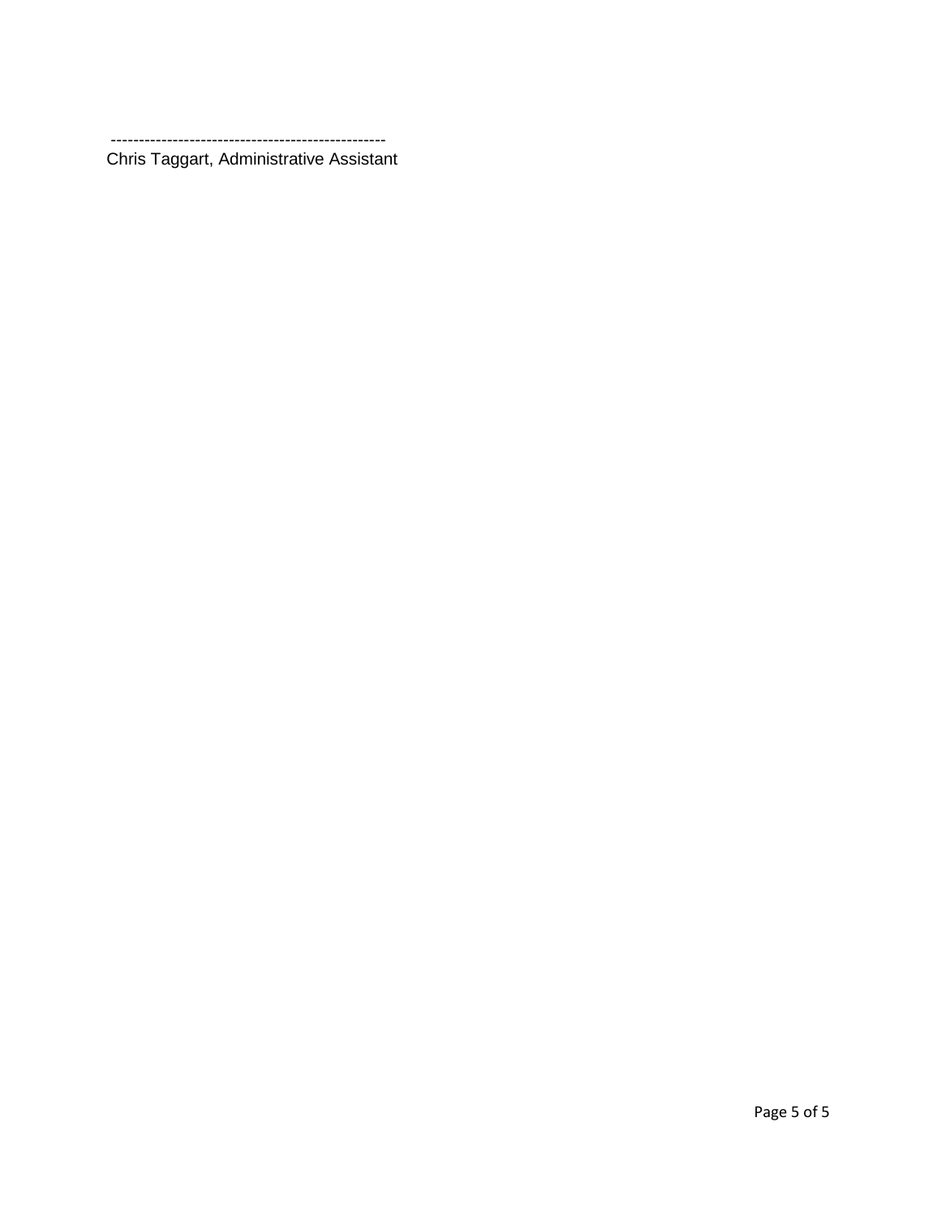--------------------------------------------------
Chris Taggart, Administrative Assistant